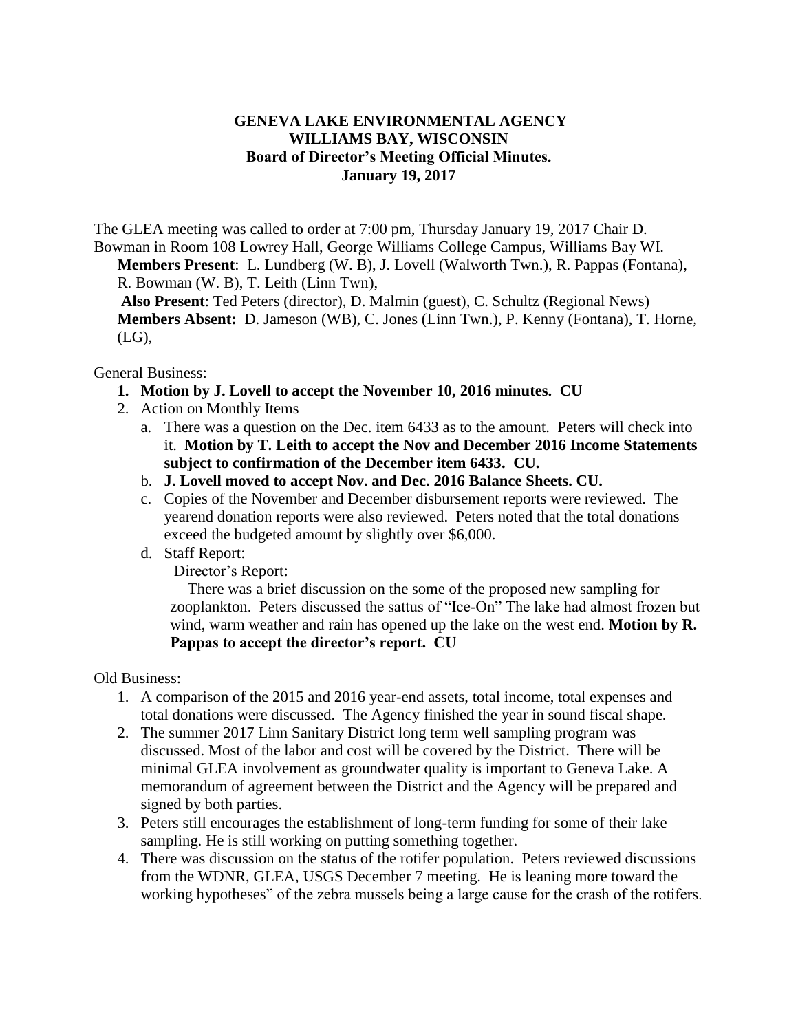**GENEVA LAKE ENVIRONMENTAL AGENCY**
**WILLIAMS BAY, WISCONSIN**
**Board of Director's Meeting Official Minutes.**
**January 19, 2017**

The GLEA meeting was called to order at 7:00 pm, Thursday January 19, 2017 Chair D. Bowman in Room 108 Lowrey Hall, George Williams College Campus, Williams Bay WI.

**Members Present**: L. Lundberg (W. B), J. Lovell (Walworth Twn.), R. Pappas (Fontana), R. Bowman (W. B), T. Leith (Linn Twn),
**Also Present**: Ted Peters (director), D. Malmin (guest), C. Schultz (Regional News)
**Members Absent:** D. Jameson (WB), C. Jones (Linn Twn.), P. Kenny (Fontana), T. Horne, (LG),

General Business:

1. **Motion by J. Lovell to accept the November 10, 2016 minutes. CU**
2. Action on Monthly Items
   a. There was a question on the Dec. item 6433 as to the amount. Peters will check into it. **Motion by T. Leith to accept the Nov and December 2016 Income Statements subject to confirmation of the December item 6433. CU.**
   b. **J. Lovell moved to accept Nov. and Dec. 2016 Balance Sheets. CU.**
   c. Copies of the November and December disbursement reports were reviewed. The yearend donation reports were also reviewed. Peters noted that the total donations exceed the budgeted amount by slightly over $6,000.
   d. Staff Report:
      Director's Report:
      There was a brief discussion on the some of the proposed new sampling for zooplankton. Peters discussed the sattus of "Ice-On" The lake had almost frozen but wind, warm weather and rain has opened up the lake on the west end. **Motion by R. Pappas to accept the director's report. CU**

Old Business:

1. A comparison of the 2015 and 2016 year-end assets, total income, total expenses and total donations were discussed. The Agency finished the year in sound fiscal shape.
2. The summer 2017 Linn Sanitary District long term well sampling program was discussed. Most of the labor and cost will be covered by the District. There will be minimal GLEA involvement as groundwater quality is important to Geneva Lake. A memorandum of agreement between the District and the Agency will be prepared and signed by both parties.
3. Peters still encourages the establishment of long-term funding for some of their lake sampling. He is still working on putting something together.
4. There was discussion on the status of the rotifer population. Peters reviewed discussions from the WDNR, GLEA, USGS December 7 meeting. He is leaning more toward the working hypotheses" of the zebra mussels being a large cause for the crash of the rotifers.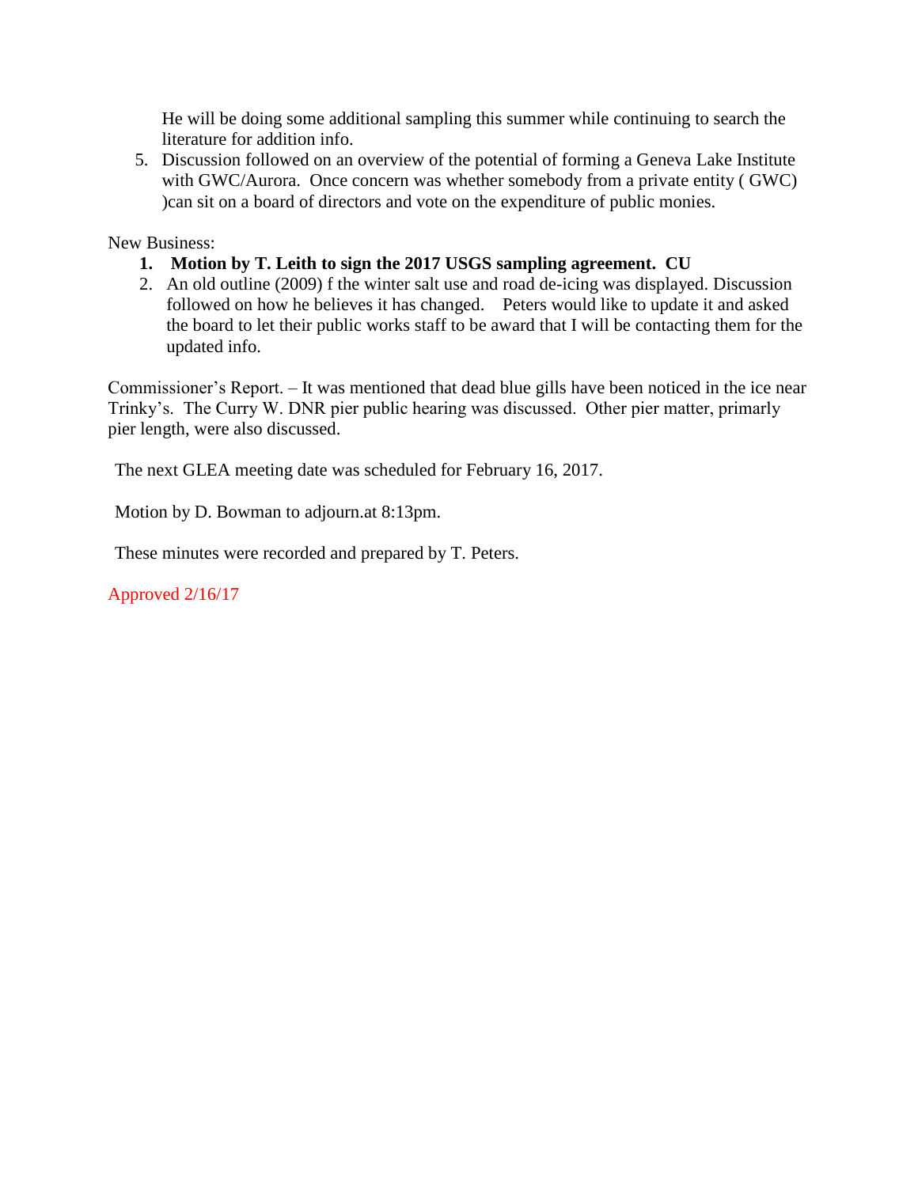He will be doing some additional sampling this summer while continuing to search the literature for addition info.

5. Discussion followed on an overview of the potential of forming a Geneva Lake Institute with GWC/Aurora. Once concern was whether somebody from a private entity ( GWC) )can sit on a board of directors and vote on the expenditure of public monies.

New Business:

1. **Motion by T. Leith to sign the 2017 USGS sampling agreement. CU**
2. An old outline (2009) f the winter salt use and road de-icing was displayed. Discussion followed on how he believes it has changed. Peters would like to update it and asked the board to let their public works staff to be award that I will be contacting them for the updated info.

Commissioner's Report. – It was mentioned that dead blue gills have been noticed in the ice near Trinky's. The Curry W. DNR pier public hearing was discussed. Other pier matter, primarly pier length, were also discussed.

The next GLEA meeting date was scheduled for February 16, 2017.

Motion by D. Bowman to adjourn.at 8:13pm.

These minutes were recorded and prepared by T. Peters.

Approved 2/16/17